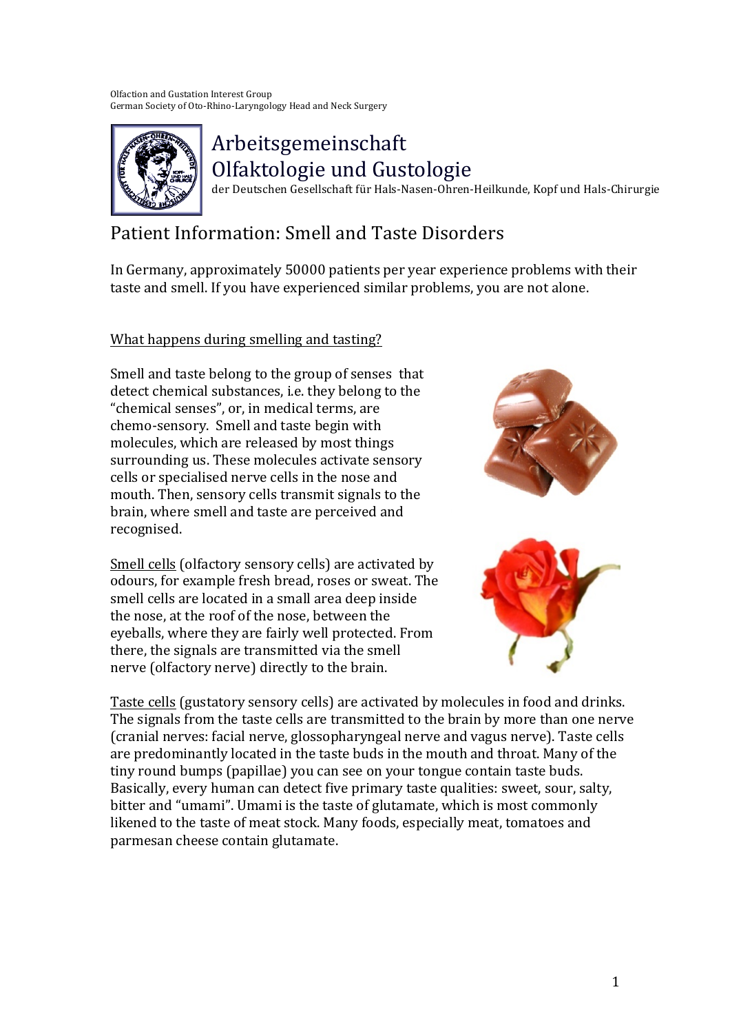Olfaction and Gustation Interest Group
German Society of Oto-Rhino-Laryngology Head and Neck Surgery

# Arbeitsgemeinschaft Olfaktologie und Gustologie

der Deutschen Gesellschaft für Hals-Nasen-Ohren-Heilkunde, Kopf und Hals-Chirurgie

## Patient Information: Smell and Taste Disorders

In Germany, approximately 50000 patients per year experience problems with their taste and smell. If you have experienced similar problems, you are not alone.

### What happens during smelling and tasting?

Smell and taste belong to the group of senses that detect chemical substances, i.e. they belong to the "chemical senses", or, in medical terms, are chemo-sensory. Smell and taste begin with molecules, which are released by most things surrounding us. These molecules activate sensory cells or specialised nerve cells in the nose and mouth. Then, sensory cells transmit signals to the brain, where smell and taste are perceived and recognised.

Smell cells (olfactory sensory cells) are activated by odours, for example fresh bread, roses or sweat. The smell cells are located in a small area deep inside the nose, at the roof of the nose, between the eyeballs, where they are fairly well protected. From there, the signals are transmitted via the smell nerve (olfactory nerve) directly to the brain.

Taste cells (gustatory sensory cells) are activated by molecules in food and drinks. The signals from the taste cells are transmitted to the brain by more than one nerve (cranial nerves: facial nerve, glossopharyngeal nerve and vagus nerve). Taste cells are predominantly located in the taste buds in the mouth and throat. Many of the tiny round bumps (papillae) you can see on your tongue contain taste buds. Basically, every human can detect five primary taste qualities: sweet, sour, salty, bitter and "umami". Umami is the taste of glutamate, which is most commonly likened to the taste of meat stock. Many foods, especially meat, tomatoes and parmesan cheese contain glutamate.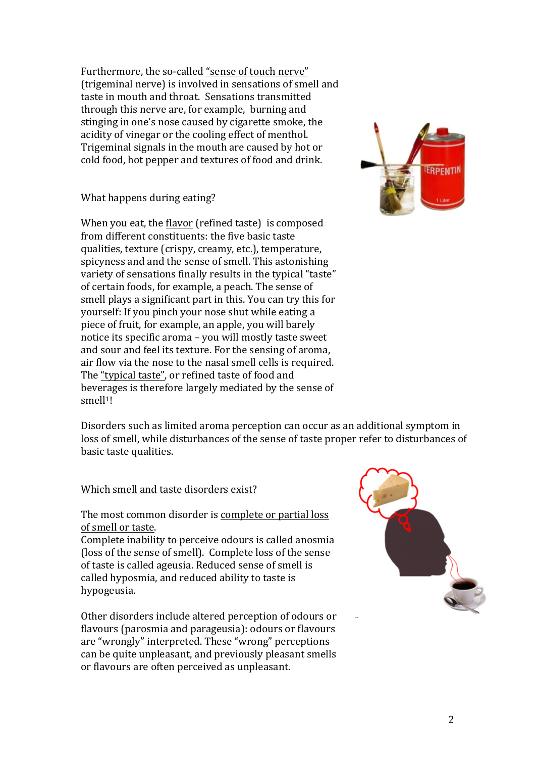Furthermore, the so-called "sense of touch nerve" (trigeminal nerve) is involved in sensations of smell and taste in mouth and throat. Sensations transmitted through this nerve are, for example, burning and stinging in one's nose caused by cigarette smoke, the acidity of vinegar or the cooling effect of menthol. Trigeminal signals in the mouth are caused by hot or cold food, hot pepper and textures of food and drink.

What happens during eating?

When you eat, the flavor (refined taste) is composed from different constituents: the five basic taste qualities, texture (crispy, creamy, etc.), temperature, spicyness and and the sense of smell. This astonishing variety of sensations finally results in the typical "taste" of certain foods, for example, a peach. The sense of smell plays a significant part in this. You can try this for yourself: If you pinch your nose shut while eating a piece of fruit, for example, an apple, you will barely notice its specific aroma – you will mostly taste sweet and sour and feel its texture. For the sensing of aroma, air flow via the nose to the nasal smell cells is required. The "typical taste", or refined taste of food and beverages is therefore largely mediated by the sense of smell[1]!

Disorders such as limited aroma perception can occur as an additional symptom in loss of smell, while disturbances of the sense of taste proper refer to disturbances of basic taste qualities.

## Which smell and taste disorders exist?

The most common disorder is complete or partial loss of smell or taste.
Complete inability to perceive odours is called anosmia (loss of the sense of smell). Complete loss of the sense of taste is called ageusia. Reduced sense of smell is called hyposmia, and reduced ability to taste is hypogeusia.

Other disorders include altered perception of odours or flavours (parosmia and parageusia): odours or flavours are "wrongly" interpreted. These "wrong" perceptions can be quite unpleasant, and previously pleasant smells or flavours are often perceived as unpleasant.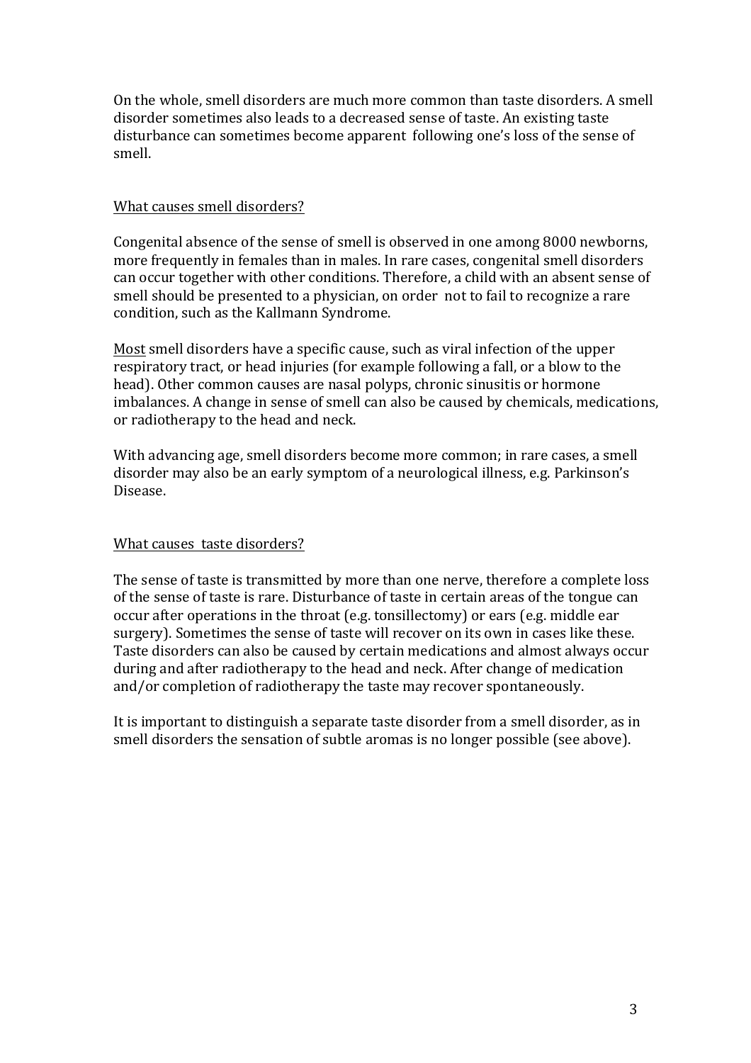On the whole, smell disorders are much more common than taste disorders. A smell disorder sometimes also leads to a decreased sense of taste. An existing taste disturbance can sometimes become apparent following one's loss of the sense of smell.

## What causes smell disorders?

Congenital absence of the sense of smell is observed in one among 8000 newborns, more frequently in females than in males. In rare cases, congenital smell disorders can occur together with other conditions. Therefore, a child with an absent sense of smell should be presented to a physician, on order not to fail to recognize a rare condition, such as the Kallmann Syndrome.

Most smell disorders have a specific cause, such as viral infection of the upper respiratory tract, or head injuries (for example following a fall, or a blow to the head). Other common causes are nasal polyps, chronic sinusitis or hormone imbalances. A change in sense of smell can also be caused by chemicals, medications, or radiotherapy to the head and neck.

With advancing age, smell disorders become more common; in rare cases, a smell disorder may also be an early symptom of a neurological illness, e.g. Parkinson's Disease.

## What causes taste disorders?

The sense of taste is transmitted by more than one nerve, therefore a complete loss of the sense of taste is rare. Disturbance of taste in certain areas of the tongue can occur after operations in the throat (e.g. tonsillectomy) or ears (e.g. middle ear surgery). Sometimes the sense of taste will recover on its own in cases like these. Taste disorders can also be caused by certain medications and almost always occur during and after radiotherapy to the head and neck. After change of medication and/or completion of radiotherapy the taste may recover spontaneously.

It is important to distinguish a separate taste disorder from a smell disorder, as in smell disorders the sensation of subtle aromas is no longer possible (see above).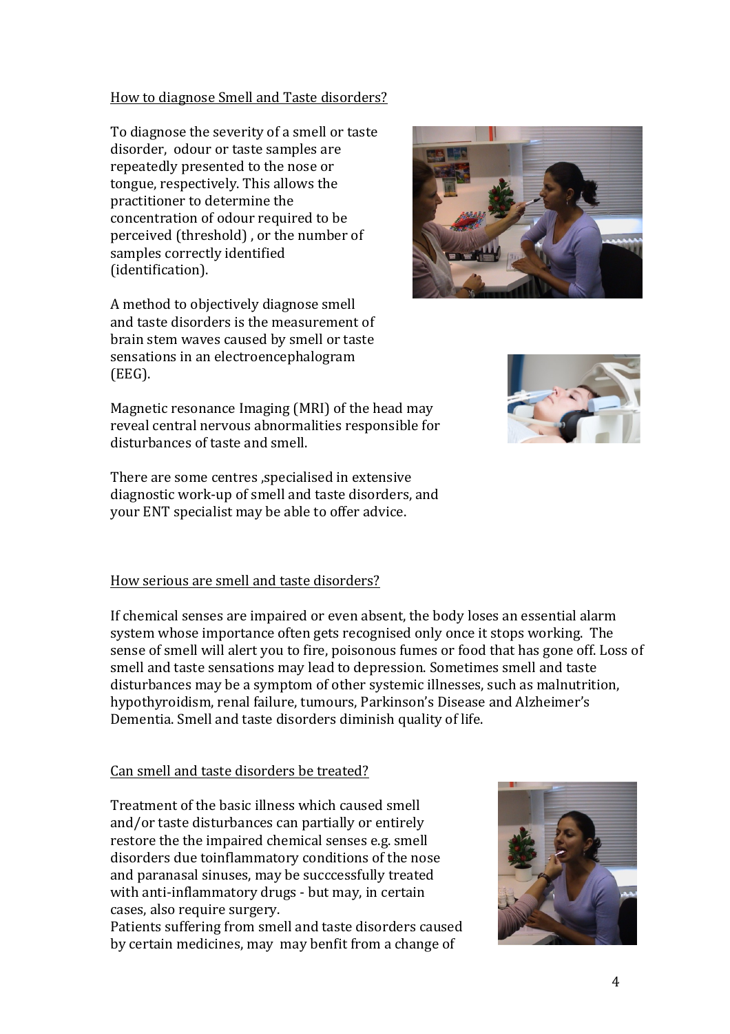## How to diagnose Smell and Taste disorders?

To diagnose the severity of a smell or taste disorder, odour or taste samples are repeatedly presented to the nose or tongue, respectively. This allows the practitioner to determine the concentration of odour required to be perceived (threshold) , or the number of samples correctly identified (identification).

A method to objectively diagnose smell and taste disorders is the measurement of brain stem waves caused by smell or taste sensations in an electroencephalogram (EEG).

Magnetic resonance Imaging (MRI) of the head may reveal central nervous abnormalities responsible for disturbances of taste and smell.

There are some centres ,specialised in extensive diagnostic work-up of smell and taste disorders, and your ENT specialist may be able to offer advice.

## How serious are smell and taste disorders?

If chemical senses are impaired or even absent, the body loses an essential alarm system whose importance often gets recognised only once it stops working. The sense of smell will alert you to fire, poisonous fumes or food that has gone off. Loss of smell and taste sensations may lead to depression. Sometimes smell and taste disturbances may be a symptom of other systemic illnesses, such as malnutrition, hypothyroidism, renal failure, tumours, Parkinson's Disease and Alzheimer's Dementia. Smell and taste disorders diminish quality of life.

## Can smell and taste disorders be treated?

Treatment of the basic illness which caused smell and/or taste disturbances can partially or entirely restore the the impaired chemical senses e.g. smell disorders due toinflammatory conditions of the nose and paranasal sinuses, may be succcessfully treated with anti-inflammatory drugs - but may, in certain cases, also require surgery.
Patients suffering from smell and taste disorders caused by certain medicines, may may benfit from a change of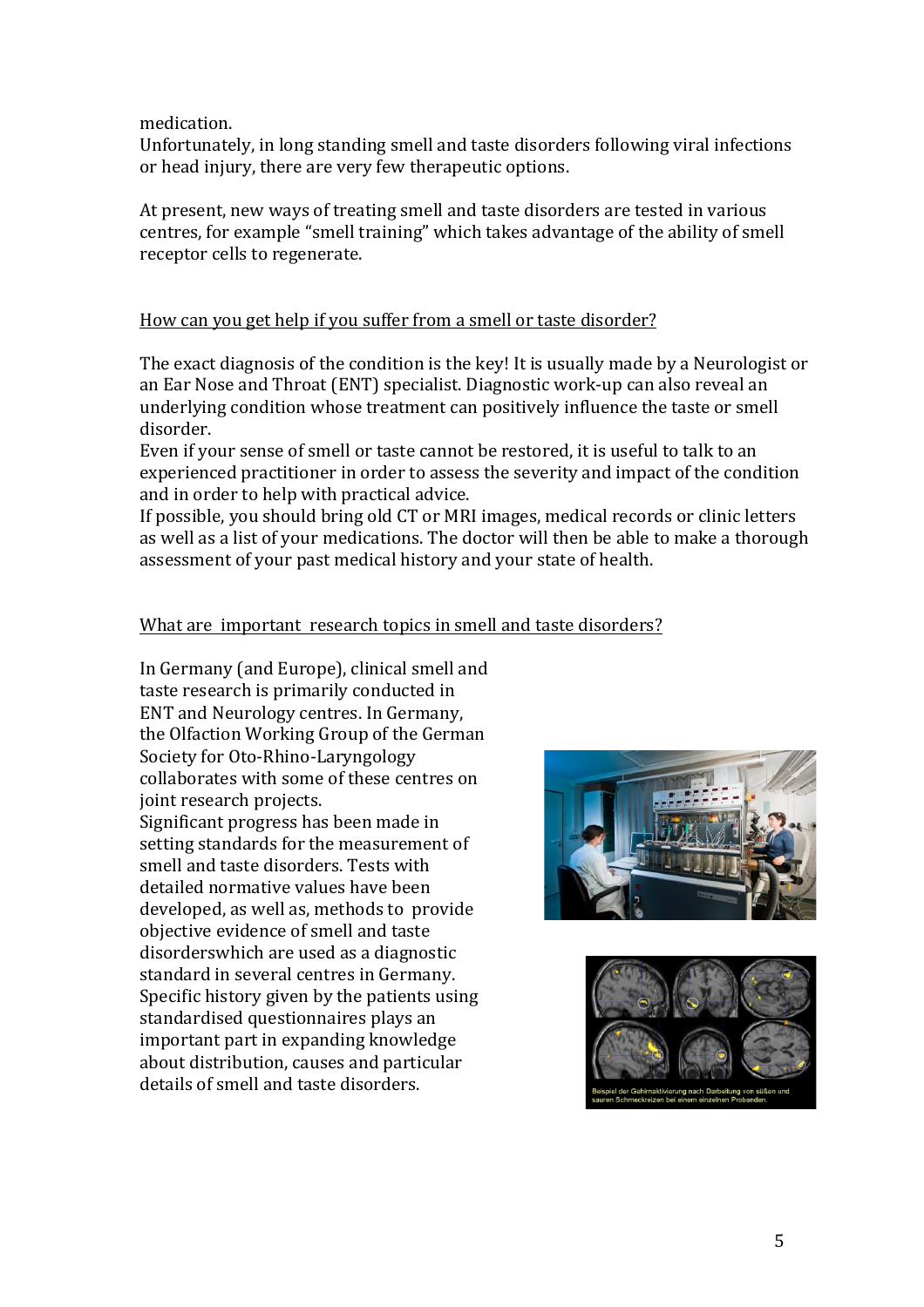medication.
Unfortunately, in long standing smell and taste disorders following viral infections or head injury, there are very few therapeutic options.

At present, new ways of treating smell and taste disorders are tested in various centres, for example "smell training" which takes advantage of the ability of smell receptor cells to regenerate.

## How can you get help if you suffer from a smell or taste disorder?

The exact diagnosis of the condition is the key! It is usually made by a Neurologist or an Ear Nose and Throat (ENT) specialist. Diagnostic work-up can also reveal an underlying condition whose treatment can positively influence the taste or smell disorder.
Even if your sense of smell or taste cannot be restored, it is useful to talk to an experienced practitioner in order to assess the severity and impact of the condition and in order to help with practical advice.
If possible, you should bring old CT or MRI images, medical records or clinic letters as well as a list of your medications. The doctor will then be able to make a thorough assessment of your past medical history and your state of health.

## What are important research topics in smell and taste disorders?

In Germany (and Europe), clinical smell and taste research is primarily conducted in ENT and Neurology centres. In Germany, the Olfaction Working Group of the German Society for Oto-Rhino-Laryngology collaborates with some of these centres on joint research projects.
Significant progress has been made in setting standards for the measurement of smell and taste disorders. Tests with detailed normative values have been developed, as well as, methods to provide objective evidence of smell and taste disorderswhich are used as a diagnostic standard in several centres in Germany.
Specific history given by the patients using standardised questionnaires plays an important part in expanding knowledge about distribution, causes and particular details of smell and taste disorders.

Beispiel der Gehirnaktivierung nach Darbietung von süßen und sauren Schmeckreizen bei einem einzelnen Probanden.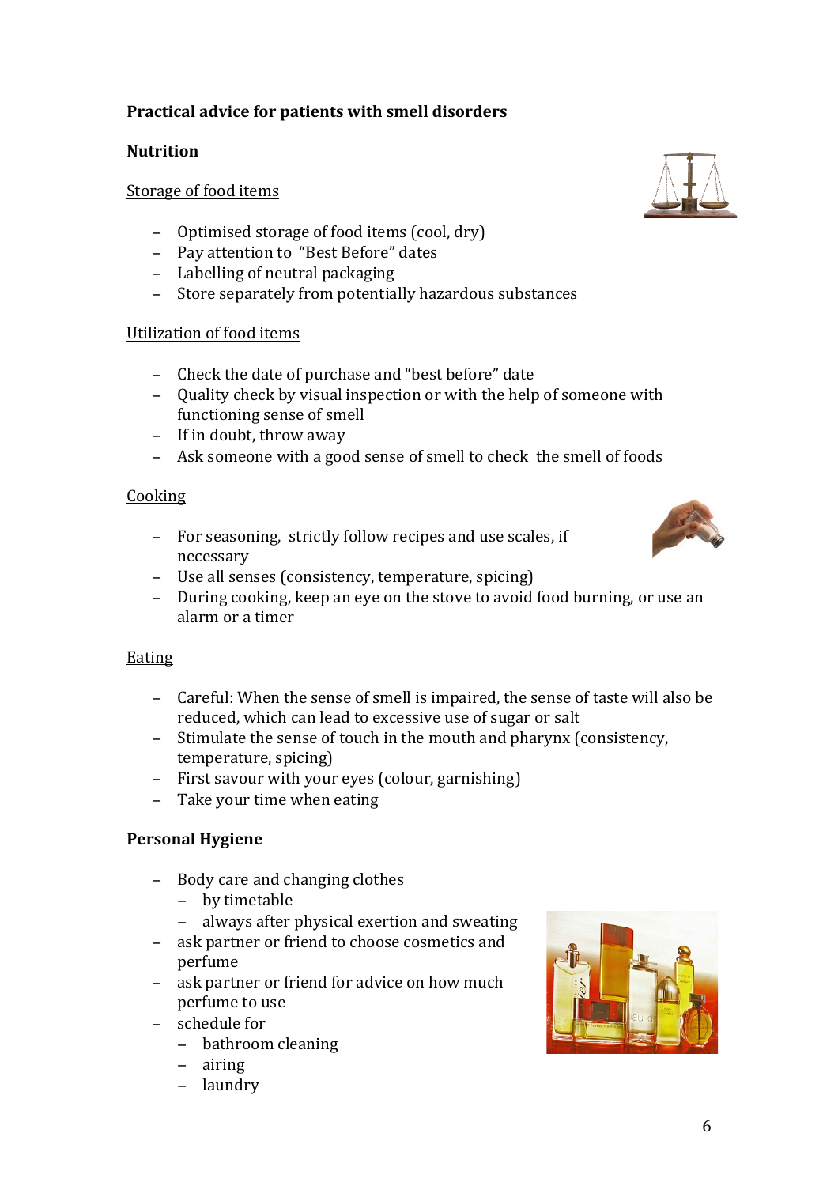## Practical advice for patients with smell disorders

### Nutrition

Storage of food items

- Optimised storage of food items (cool, dry)
- Pay attention to "Best Before" dates
- Labelling of neutral packaging
- Store separately from potentially hazardous substances

Utilization of food items

- Check the date of purchase and "best before" date
- Quality check by visual inspection or with the help of someone with functioning sense of smell
- If in doubt, throw away
- Ask someone with a good sense of smell to check the smell of foods

Cooking

- For seasoning, strictly follow recipes and use scales, if necessary
- Use all senses (consistency, temperature, spicing)
- During cooking, keep an eye on the stove to avoid food burning, or use an alarm or a timer

Eating

- Careful: When the sense of smell is impaired, the sense of taste will also be reduced, which can lead to excessive use of sugar or salt
- Stimulate the sense of touch in the mouth and pharynx (consistency, temperature, spicing)
- First savour with your eyes (colour, garnishing)
- Take your time when eating

### Personal Hygiene

- Body care and changing clothes
  - by timetable
  - always after physical exertion and sweating
- ask partner or friend to choose cosmetics and perfume
- ask partner or friend for advice on how much perfume to use
- schedule for
  - bathroom cleaning
  - airing
  - laundry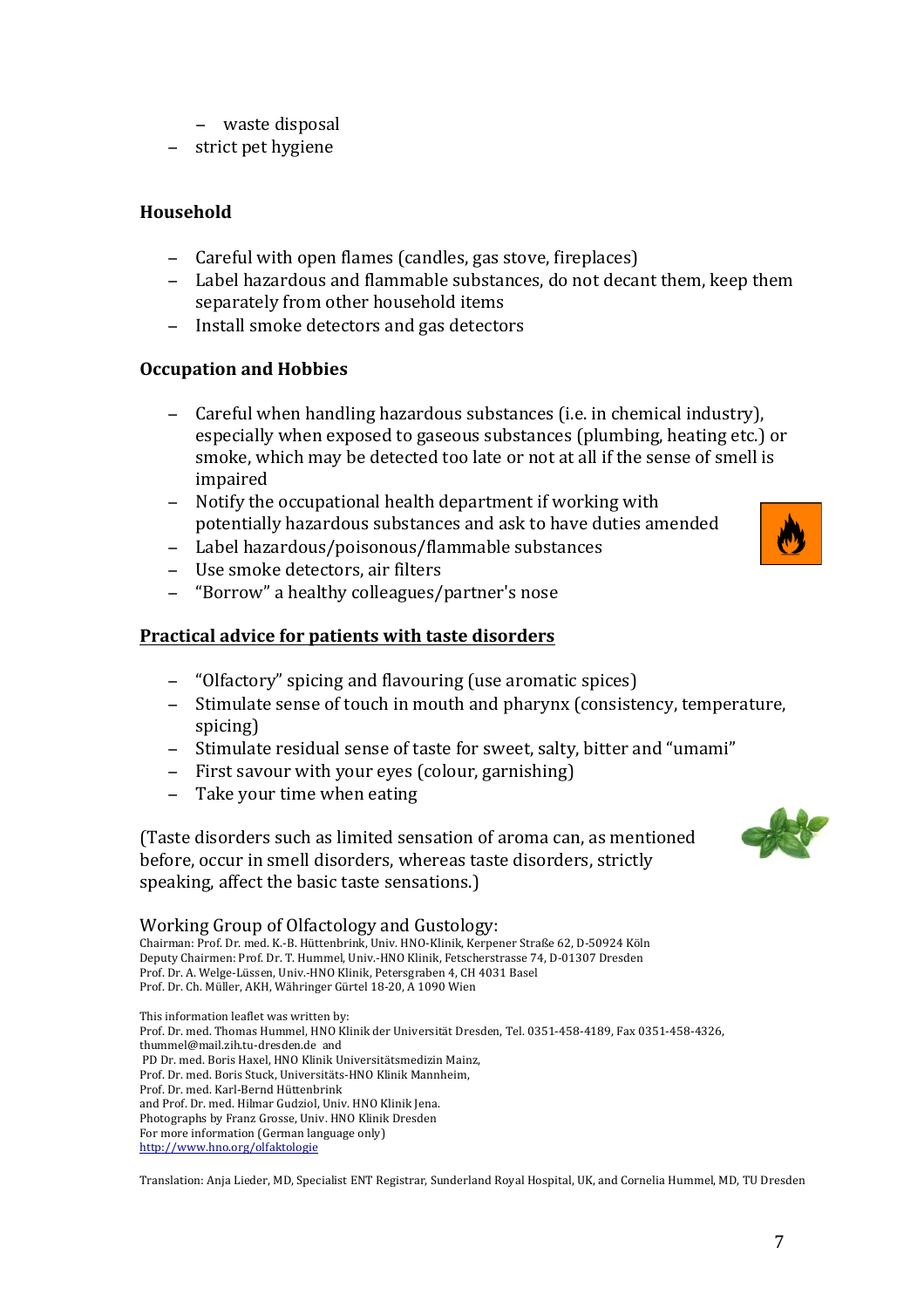- waste disposal
- strict pet hygiene

**Household**

- Careful with open flames (candles, gas stove, fireplaces)
- Label hazardous and flammable substances, do not decant them, keep them separately from other household items
- Install smoke detectors and gas detectors

**Occupation and Hobbies**

- Careful when handling hazardous substances (i.e. in chemical industry), especially when exposed to gaseous substances (plumbing, heating etc.) or smoke, which may be detected too late or not at all if the sense of smell is impaired
- Notify the occupational health department if working with potentially hazardous substances and ask to have duties amended
- Label hazardous/poisonous/flammable substances
- Use smoke detectors, air filters
- “Borrow” a healthy colleagues/partner's nose

**Practical advice for patients with taste disorders**

- “Olfactory” spicing and flavouring (use aromatic spices)
- Stimulate sense of touch in mouth and pharynx (consistency, temperature, spicing)
- Stimulate residual sense of taste for sweet, salty, bitter and “umami”
- First savour with your eyes (colour, garnishing)
- Take your time when eating

(Taste disorders such as limited sensation of aroma can, as mentioned before, occur in smell disorders, whereas taste disorders, strictly speaking, affect the basic taste sensations.)

Working Group of Olfactology and Gustology:
Chairman: Prof. Dr. med. K.-B. Hüttenbrink, Univ. HNO-Klinik, Kerpener Straße 62, D-50924 Köln
Deputy Chairmen: Prof. Dr. T. Hummel, Univ.-HNO Klinik, Fetscherstrasse 74, D-01307 Dresden
Prof. Dr. A. Welge-Lüssen, Univ.-HNO Klinik, Petersgraben 4, CH 4031 Basel
Prof. Dr. Ch. Müller, AKH, Währinger Gürtel 18-20, A 1090 Wien

This information leaflet was written by:
Prof. Dr. med. Thomas Hummel, HNO Klinik der Universität Dresden, Tel. 0351-458-4189, Fax 0351-458-4326, thummel@mail.zih.tu-dresden.de and
PD Dr. med. Boris Haxel, HNO Klinik Universitätsmedizin Mainz,
Prof. Dr. med. Boris Stuck, Universitäts-HNO Klinik Mannheim,
Prof. Dr. med. Karl-Bernd Hüttenbrink
and Prof. Dr. med. Hilmar Gudziol, Univ. HNO Klinik Jena.
Photographs by Franz Grosse, Univ. HNO Klinik Dresden
For more information (German language only)
http://www.hno.org/olfaktologie

Translation: Anja Lieder, MD, Specialist ENT Registrar, Sunderland Royal Hospital, UK, and Cornelia Hummel, MD, TU Dresden